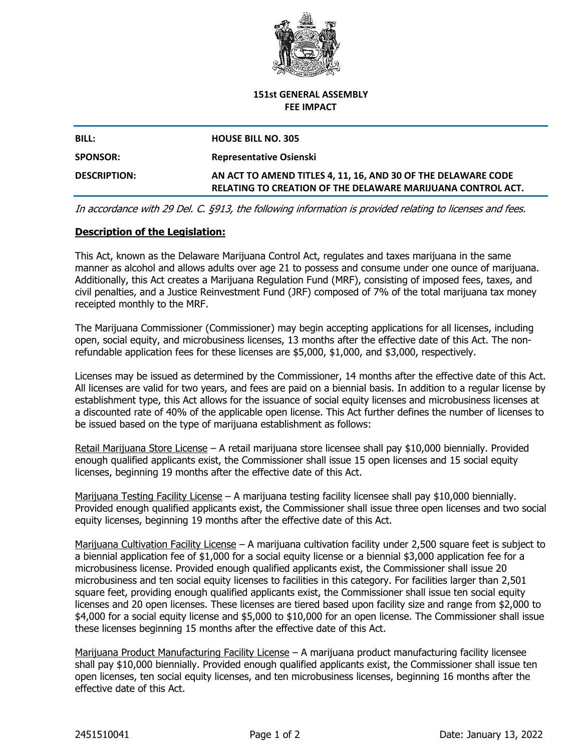**151st GENERAL ASSEMBLY**
**FEE IMPACT**

| | |
|---|---|
| **BILL:** | **HOUSE BILL NO. 305** |
| **SPONSOR:** | **Representative Osienski** |
| **DESCRIPTION:** | **AN ACT TO AMEND TITLES 4, 11, 16, AND 30 OF THE DELAWARE CODE RELATING TO CREATION OF THE DELAWARE MARIJUANA CONTROL ACT.** |

*In accordance with 29 Del. C. §913, the following information is provided relating to licenses and fees.*

## **Description of the Legislation:**

This Act, known as the Delaware Marijuana Control Act, regulates and taxes marijuana in the same manner as alcohol and allows adults over age 21 to possess and consume under one ounce of marijuana. Additionally, this Act creates a Marijuana Regulation Fund (MRF), consisting of imposed fees, taxes, and civil penalties, and a Justice Reinvestment Fund (JRF) composed of 7% of the total marijuana tax money receipted monthly to the MRF.

The Marijuana Commissioner (Commissioner) may begin accepting applications for all licenses, including open, social equity, and microbusiness licenses, 13 months after the effective date of this Act. The non-refundable application fees for these licenses are $5,000, $1,000, and $3,000, respectively.

Licenses may be issued as determined by the Commissioner, 14 months after the effective date of this Act. All licenses are valid for two years, and fees are paid on a biennial basis. In addition to a regular license by establishment type, this Act allows for the issuance of social equity licenses and microbusiness licenses at a discounted rate of 40% of the applicable open license. This Act further defines the number of licenses to be issued based on the type of marijuana establishment as follows:

Retail Marijuana Store License – A retail marijuana store licensee shall pay $10,000 biennially. Provided enough qualified applicants exist, the Commissioner shall issue 15 open licenses and 15 social equity licenses, beginning 19 months after the effective date of this Act.

Marijuana Testing Facility License – A marijuana testing facility licensee shall pay $10,000 biennially. Provided enough qualified applicants exist, the Commissioner shall issue three open licenses and two social equity licenses, beginning 19 months after the effective date of this Act.

Marijuana Cultivation Facility License – A marijuana cultivation facility under 2,500 square feet is subject to a biennial application fee of $1,000 for a social equity license or a biennial $3,000 application fee for a microbusiness license. Provided enough qualified applicants exist, the Commissioner shall issue 20 microbusiness and ten social equity licenses to facilities in this category. For facilities larger than 2,501 square feet, providing enough qualified applicants exist, the Commissioner shall issue ten social equity licenses and 20 open licenses. These licenses are tiered based upon facility size and range from $2,000 to $4,000 for a social equity license and $5,000 to $10,000 for an open license. The Commissioner shall issue these licenses beginning 15 months after the effective date of this Act.

Marijuana Product Manufacturing Facility License – A marijuana product manufacturing facility licensee shall pay $10,000 biennially. Provided enough qualified applicants exist, the Commissioner shall issue ten open licenses, ten social equity licenses, and ten microbusiness licenses, beginning 16 months after the effective date of this Act.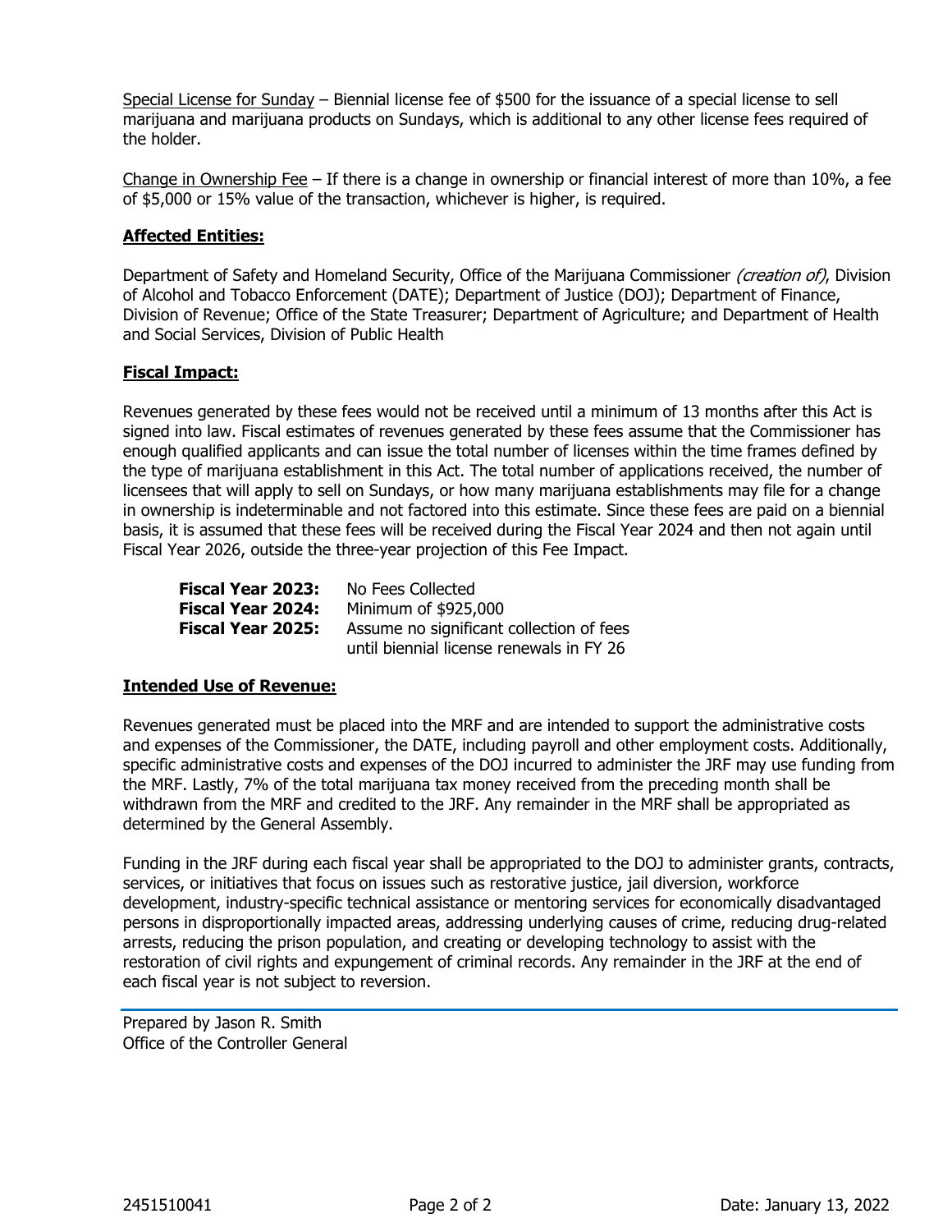Special License for Sunday – Biennial license fee of $500 for the issuance of a special license to sell marijuana and marijuana products on Sundays, which is additional to any other license fees required of the holder.

Change in Ownership Fee – If there is a change in ownership or financial interest of more than 10%, a fee of $5,000 or 15% value of the transaction, whichever is higher, is required.

**Affected Entities:**

Department of Safety and Homeland Security, Office of the Marijuana Commissioner *(creation of)*, Division of Alcohol and Tobacco Enforcement (DATE); Department of Justice (DOJ); Department of Finance, Division of Revenue; Office of the State Treasurer; Department of Agriculture; and Department of Health and Social Services, Division of Public Health

**Fiscal Impact:**

Revenues generated by these fees would not be received until a minimum of 13 months after this Act is signed into law. Fiscal estimates of revenues generated by these fees assume that the Commissioner has enough qualified applicants and can issue the total number of licenses within the time frames defined by the type of marijuana establishment in this Act. The total number of applications received, the number of licensees that will apply to sell on Sundays, or how many marijuana establishments may file for a change in ownership is indeterminable and not factored into this estimate. Since these fees are paid on a biennial basis, it is assumed that these fees will be received during the Fiscal Year 2024 and then not again until Fiscal Year 2026, outside the three-year projection of this Fee Impact.

| | |
|---|---|
| **Fiscal Year 2023:** | No Fees Collected |
| **Fiscal Year 2024:** | Minimum of $925,000 |
| **Fiscal Year 2025:** | Assume no significant collection of fees until biennial license renewals in FY 26 |

**Intended Use of Revenue:**

Revenues generated must be placed into the MRF and are intended to support the administrative costs and expenses of the Commissioner, the DATE, including payroll and other employment costs. Additionally, specific administrative costs and expenses of the DOJ incurred to administer the JRF may use funding from the MRF. Lastly, 7% of the total marijuana tax money received from the preceding month shall be withdrawn from the MRF and credited to the JRF. Any remainder in the MRF shall be appropriated as determined by the General Assembly.

Funding in the JRF during each fiscal year shall be appropriated to the DOJ to administer grants, contracts, services, or initiatives that focus on issues such as restorative justice, jail diversion, workforce development, industry-specific technical assistance or mentoring services for economically disadvantaged persons in disproportionally impacted areas, addressing underlying causes of crime, reducing drug-related arrests, reducing the prison population, and creating or developing technology to assist with the restoration of civil rights and expungement of criminal records. Any remainder in the JRF at the end of each fiscal year is not subject to reversion.

Prepared by Jason R. Smith
Office of the Controller General

2451510041

Date: January 13, 2022